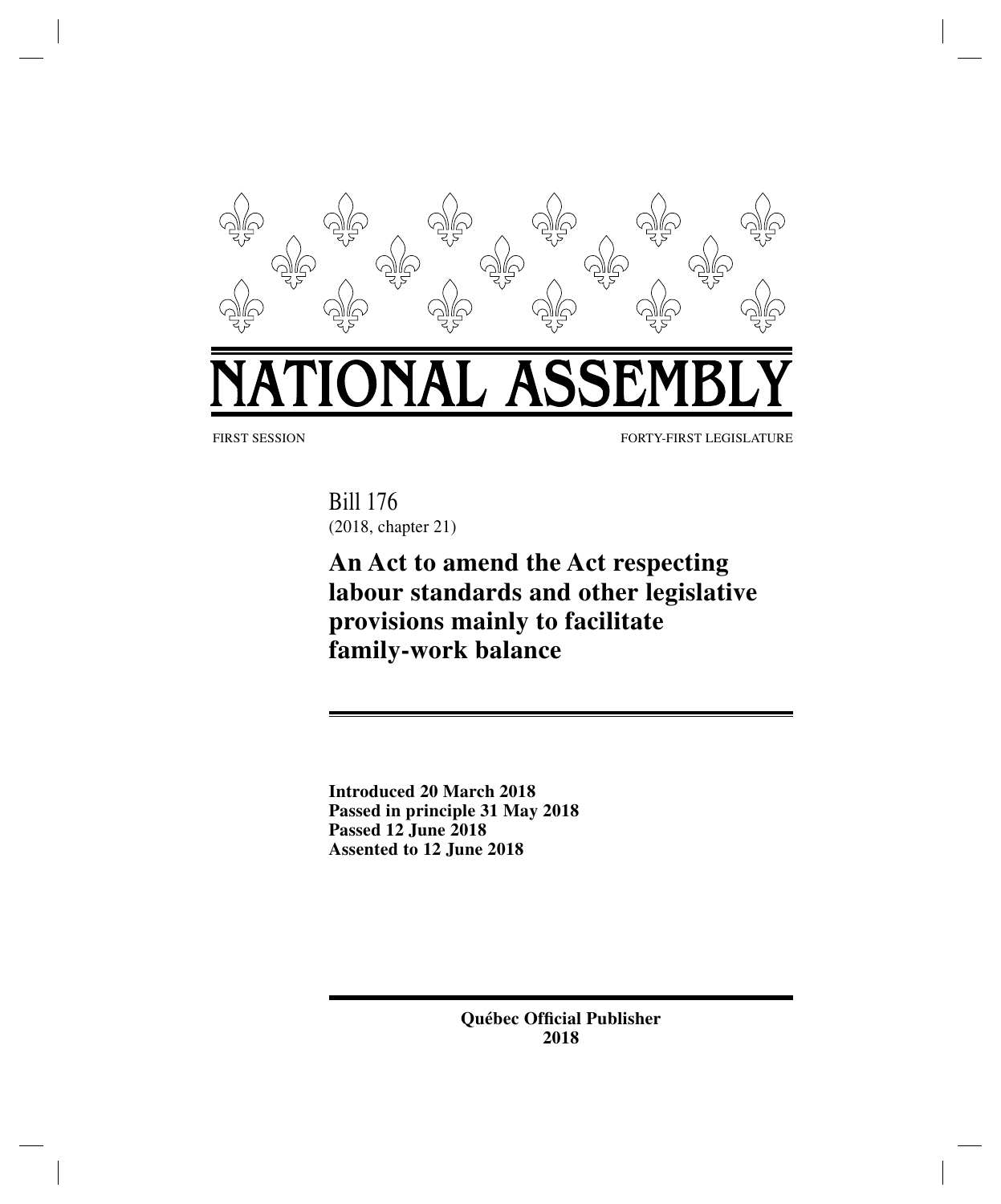# NATIONAL ASSEMBLY

FIRST SESSION FORTY-FIRST LEGISLATURE

Bill 176
(2018, chapter 21)

## An Act to amend the Act respecting labour standards and other legislative provisions mainly to facilitate family-work balance

**Introduced 20 March 2018**
**Passed in principle 31 May 2018**
**Passed 12 June 2018**
**Assented to 12 June 2018**

**Québec Official Publisher**
**2018**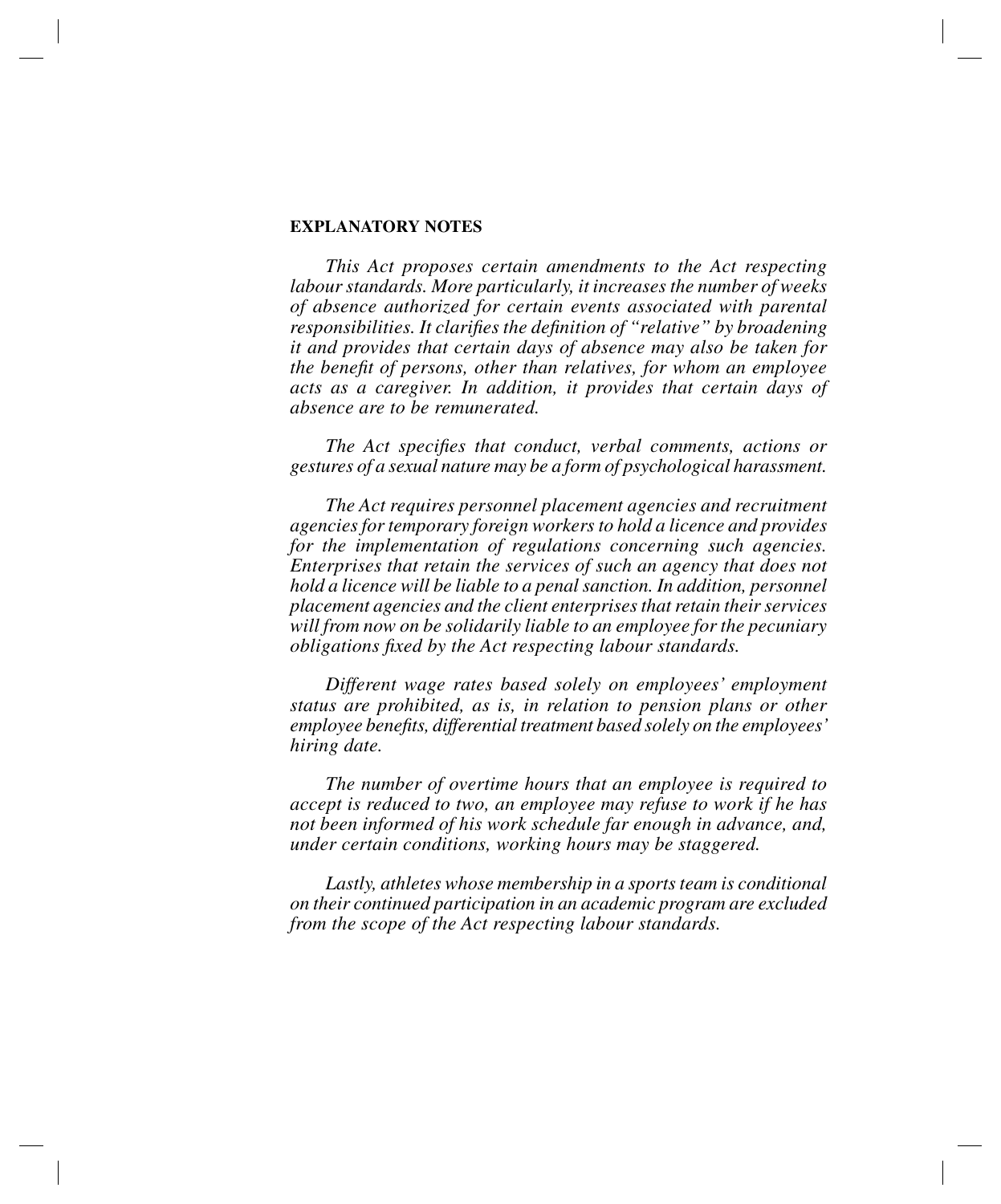**EXPLANATORY NOTES**

*This Act proposes certain amendments to the Act respecting labour standards. More particularly, it increases the number of weeks of absence authorized for certain events associated with parental responsibilities. It clarifies the definition of "relative" by broadening it and provides that certain days of absence may also be taken for the benefit of persons, other than relatives, for whom an employee acts as a caregiver. In addition, it provides that certain days of absence are to be remunerated.*

*The Act specifies that conduct, verbal comments, actions or gestures of a sexual nature may be a form of psychological harassment.*

*The Act requires personnel placement agencies and recruitment agencies for temporary foreign workers to hold a licence and provides for the implementation of regulations concerning such agencies. Enterprises that retain the services of such an agency that does not hold a licence will be liable to a penal sanction. In addition, personnel placement agencies and the client enterprises that retain their services will from now on be solidarily liable to an employee for the pecuniary obligations fixed by the Act respecting labour standards.*

*Different wage rates based solely on employees' employment status are prohibited, as is, in relation to pension plans or other employee benefits, differential treatment based solely on the employees' hiring date.*

*The number of overtime hours that an employee is required to accept is reduced to two, an employee may refuse to work if he has not been informed of his work schedule far enough in advance, and, under certain conditions, working hours may be staggered.*

*Lastly, athletes whose membership in a sports team is conditional on their continued participation in an academic program are excluded from the scope of the Act respecting labour standards.*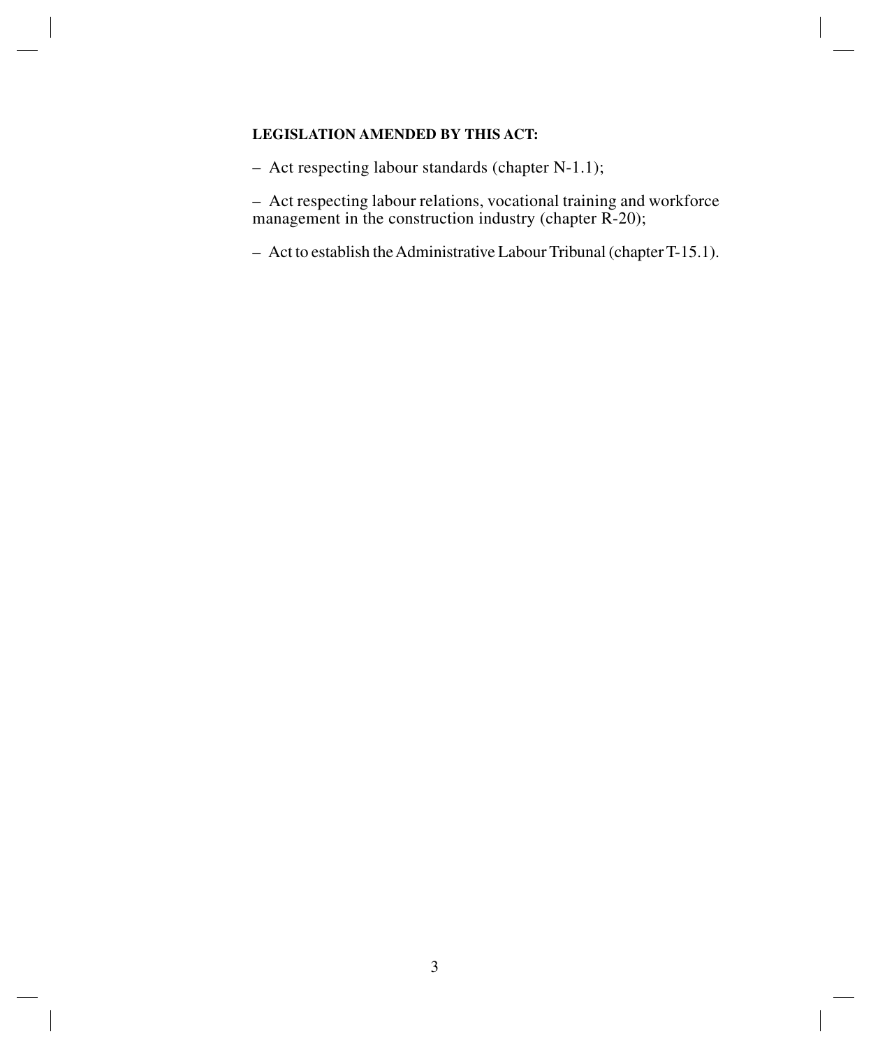**LEGISLATION AMENDED BY THIS ACT:**

– Act respecting labour standards (chapter N-1.1);

– Act respecting labour relations, vocational training and workforce management in the construction industry (chapter R-20);

– Act to establish the Administrative Labour Tribunal (chapter T-15.1).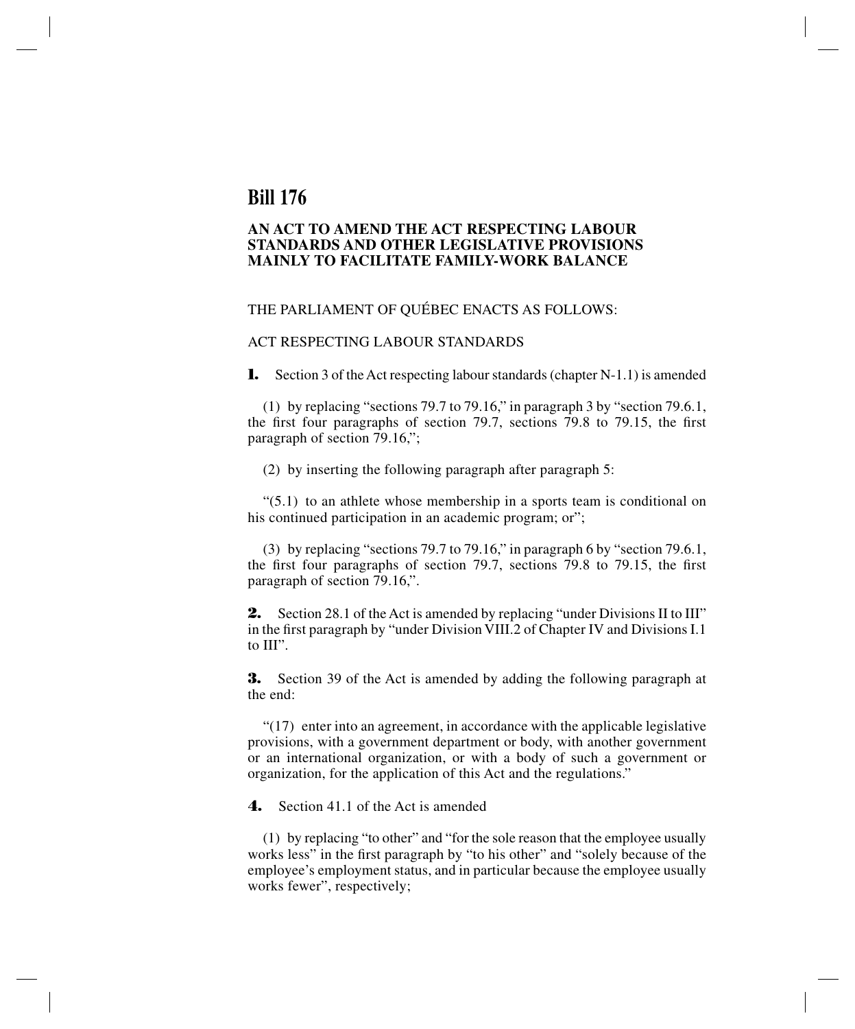# Bill 176

## AN ACT TO AMEND THE ACT RESPECTING LABOUR STANDARDS AND OTHER LEGISLATIVE PROVISIONS MAINLY TO FACILITATE FAMILY-WORK BALANCE

THE PARLIAMENT OF QUÉBEC ENACTS AS FOLLOWS:

ACT RESPECTING LABOUR STANDARDS

**1.** Section 3 of the Act respecting labour standards (chapter N-1.1) is amended

(1) by replacing "sections 79.7 to 79.16," in paragraph 3 by "section 79.6.1, the first four paragraphs of section 79.7, sections 79.8 to 79.15, the first paragraph of section 79.16,";

(2) by inserting the following paragraph after paragraph 5:

"(5.1) to an athlete whose membership in a sports team is conditional on his continued participation in an academic program; or";

(3) by replacing "sections 79.7 to 79.16," in paragraph 6 by "section 79.6.1, the first four paragraphs of section 79.7, sections 79.8 to 79.15, the first paragraph of section 79.16,".

**2.** Section 28.1 of the Act is amended by replacing "under Divisions II to III" in the first paragraph by "under Division VIII.2 of Chapter IV and Divisions I.1 to III".

**3.** Section 39 of the Act is amended by adding the following paragraph at the end:

"(17) enter into an agreement, in accordance with the applicable legislative provisions, with a government department or body, with another government or an international organization, or with a body of such a government or organization, for the application of this Act and the regulations."

**4.** Section 41.1 of the Act is amended

(1) by replacing "to other" and "for the sole reason that the employee usually works less" in the first paragraph by "to his other" and "solely because of the employee's employment status, and in particular because the employee usually works fewer", respectively;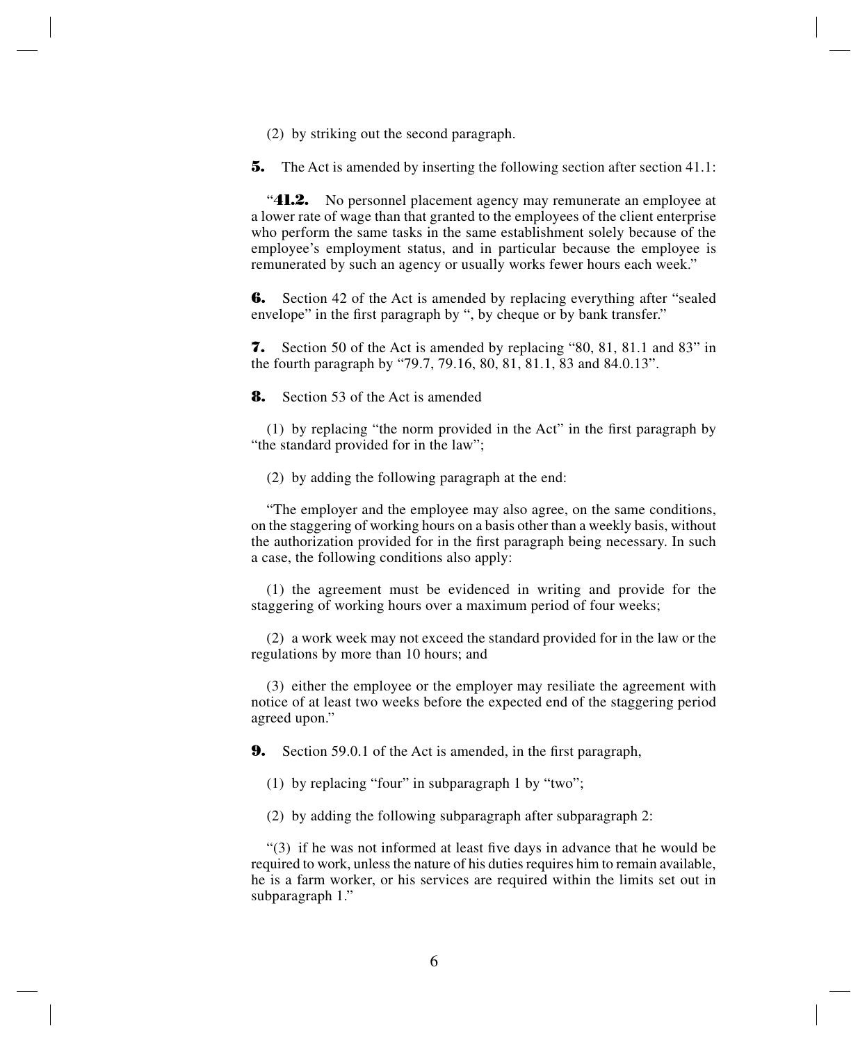(2) by striking out the second paragraph.

**5.** The Act is amended by inserting the following section after section 41.1:

"**41.2.** No personnel placement agency may remunerate an employee at a lower rate of wage than that granted to the employees of the client enterprise who perform the same tasks in the same establishment solely because of the employee's employment status, and in particular because the employee is remunerated by such an agency or usually works fewer hours each week."

**6.** Section 42 of the Act is amended by replacing everything after "sealed envelope" in the first paragraph by ", by cheque or by bank transfer."

**7.** Section 50 of the Act is amended by replacing "80, 81, 81.1 and 83" in the fourth paragraph by "79.7, 79.16, 80, 81, 81.1, 83 and 84.0.13".

**8.** Section 53 of the Act is amended

(1) by replacing "the norm provided in the Act" in the first paragraph by "the standard provided for in the law";

(2) by adding the following paragraph at the end:

"The employer and the employee may also agree, on the same conditions, on the staggering of working hours on a basis other than a weekly basis, without the authorization provided for in the first paragraph being necessary. In such a case, the following conditions also apply:

(1) the agreement must be evidenced in writing and provide for the staggering of working hours over a maximum period of four weeks;

(2) a work week may not exceed the standard provided for in the law or the regulations by more than 10 hours; and

(3) either the employee or the employer may resiliate the agreement with notice of at least two weeks before the expected end of the staggering period agreed upon."

**9.** Section 59.0.1 of the Act is amended, in the first paragraph,

(1) by replacing "four" in subparagraph 1 by "two";

(2) by adding the following subparagraph after subparagraph 2:

"(3) if he was not informed at least five days in advance that he would be required to work, unless the nature of his duties requires him to remain available, he is a farm worker, or his services are required within the limits set out in subparagraph 1."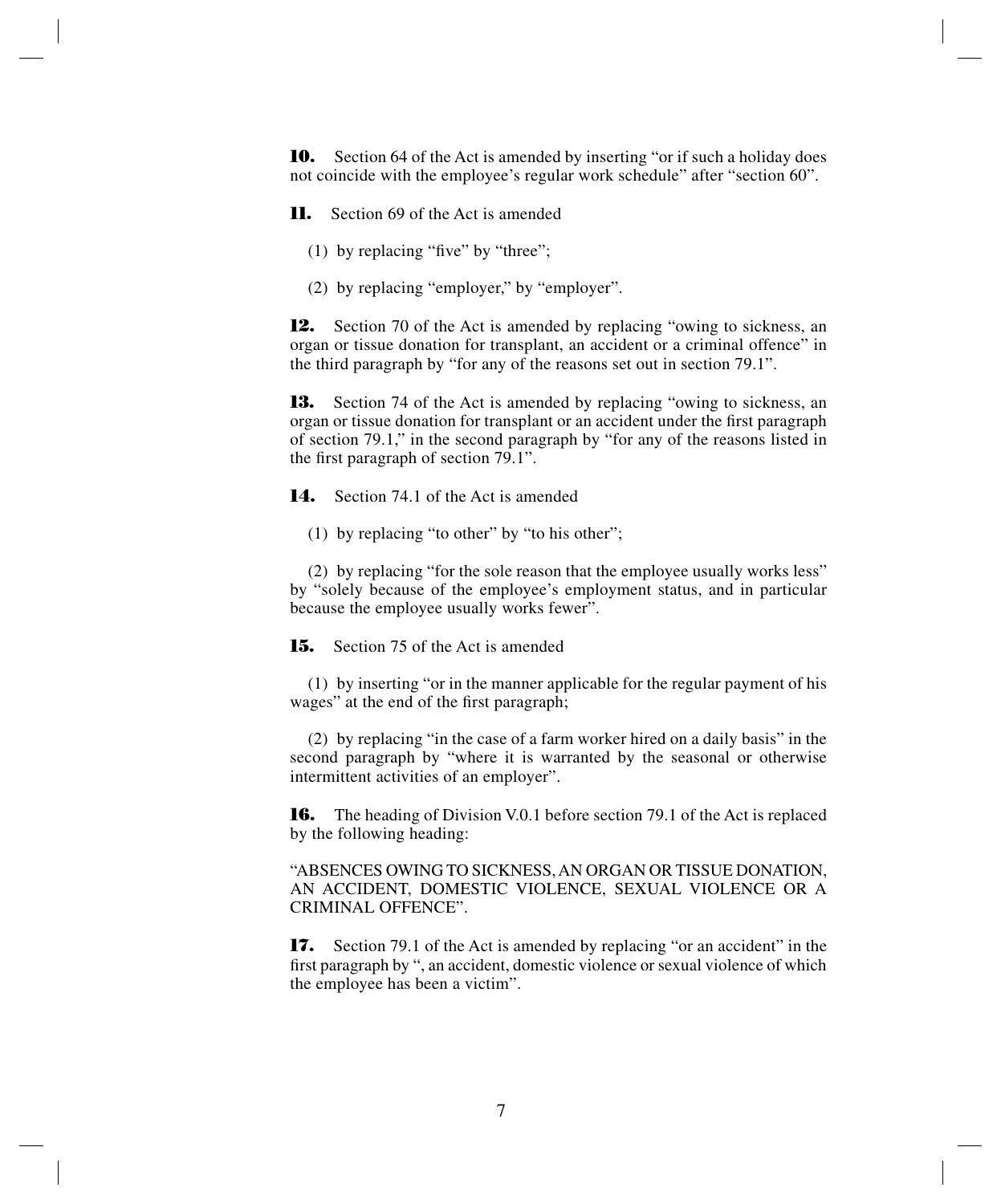**10.** Section 64 of the Act is amended by inserting "or if such a holiday does not coincide with the employee's regular work schedule" after "section 60".

**11.** Section 69 of the Act is amended

(1) by replacing "five" by "three";

(2) by replacing "employer," by "employer".

**12.** Section 70 of the Act is amended by replacing "owing to sickness, an organ or tissue donation for transplant, an accident or a criminal offence" in the third paragraph by "for any of the reasons set out in section 79.1".

**13.** Section 74 of the Act is amended by replacing "owing to sickness, an organ or tissue donation for transplant or an accident under the first paragraph of section 79.1," in the second paragraph by "for any of the reasons listed in the first paragraph of section 79.1".

**14.** Section 74.1 of the Act is amended

(1) by replacing "to other" by "to his other";

(2) by replacing "for the sole reason that the employee usually works less" by "solely because of the employee's employment status, and in particular because the employee usually works fewer".

**15.** Section 75 of the Act is amended

(1) by inserting "or in the manner applicable for the regular payment of his wages" at the end of the first paragraph;

(2) by replacing "in the case of a farm worker hired on a daily basis" in the second paragraph by "where it is warranted by the seasonal or otherwise intermittent activities of an employer".

**16.** The heading of Division V.0.1 before section 79.1 of the Act is replaced by the following heading:

"ABSENCES OWING TO SICKNESS, AN ORGAN OR TISSUE DONATION, AN ACCIDENT, DOMESTIC VIOLENCE, SEXUAL VIOLENCE OR A CRIMINAL OFFENCE".

**17.** Section 79.1 of the Act is amended by replacing "or an accident" in the first paragraph by ", an accident, domestic violence or sexual violence of which the employee has been a victim".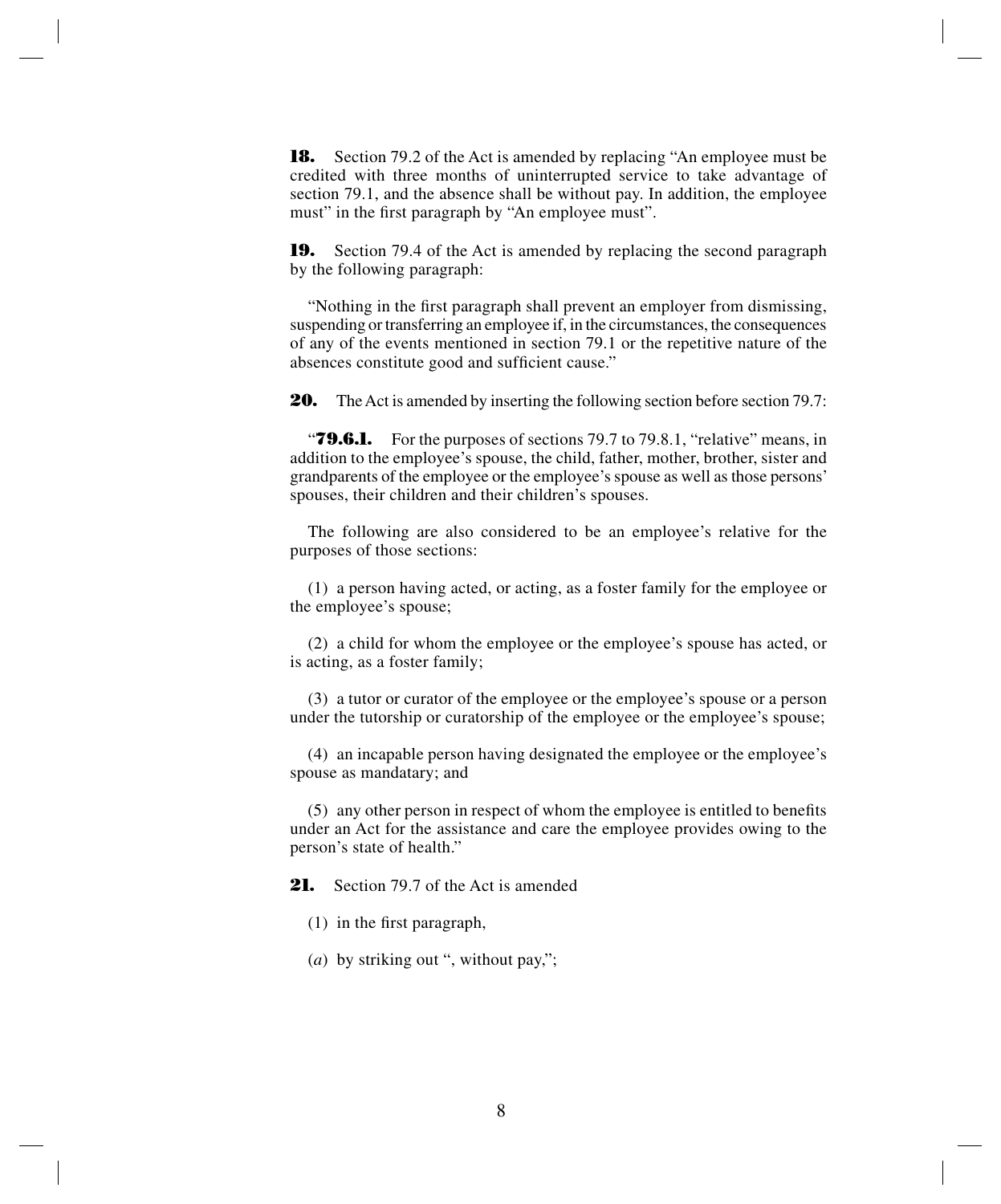**18.** Section 79.2 of the Act is amended by replacing "An employee must be credited with three months of uninterrupted service to take advantage of section 79.1, and the absence shall be without pay. In addition, the employee must" in the first paragraph by "An employee must".

**19.** Section 79.4 of the Act is amended by replacing the second paragraph by the following paragraph:

"Nothing in the first paragraph shall prevent an employer from dismissing, suspending or transferring an employee if, in the circumstances, the consequences of any of the events mentioned in section 79.1 or the repetitive nature of the absences constitute good and sufficient cause."

**20.** The Act is amended by inserting the following section before section 79.7:

"**79.6.1.** For the purposes of sections 79.7 to 79.8.1, "relative" means, in addition to the employee's spouse, the child, father, mother, brother, sister and grandparents of the employee or the employee's spouse as well as those persons' spouses, their children and their children's spouses.

The following are also considered to be an employee's relative for the purposes of those sections:

(1) a person having acted, or acting, as a foster family for the employee or the employee's spouse;

(2) a child for whom the employee or the employee's spouse has acted, or is acting, as a foster family;

(3) a tutor or curator of the employee or the employee's spouse or a person under the tutorship or curatorship of the employee or the employee's spouse;

(4) an incapable person having designated the employee or the employee's spouse as mandatary; and

(5) any other person in respect of whom the employee is entitled to benefits under an Act for the assistance and care the employee provides owing to the person's state of health."

**21.** Section 79.7 of the Act is amended

(1) in the first paragraph,

(*a*) by striking out ", without pay,";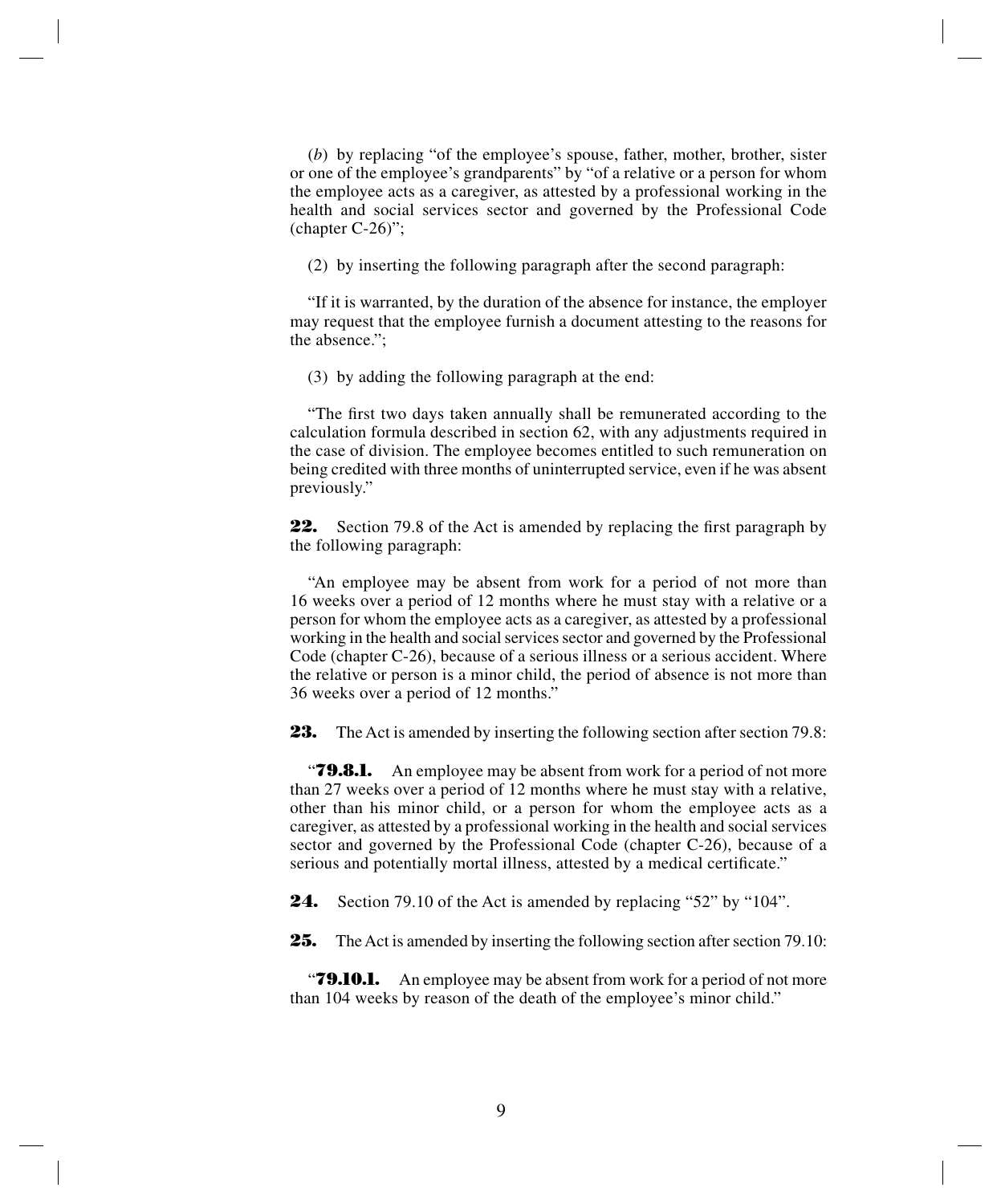(*b*) by replacing "of the employee's spouse, father, mother, brother, sister or one of the employee's grandparents" by "of a relative or a person for whom the employee acts as a caregiver, as attested by a professional working in the health and social services sector and governed by the Professional Code (chapter C-26)";

(2) by inserting the following paragraph after the second paragraph:

"If it is warranted, by the duration of the absence for instance, the employer may request that the employee furnish a document attesting to the reasons for the absence.";

(3) by adding the following paragraph at the end:

"The first two days taken annually shall be remunerated according to the calculation formula described in section 62, with any adjustments required in the case of division. The employee becomes entitled to such remuneration on being credited with three months of uninterrupted service, even if he was absent previously."

**22.** Section 79.8 of the Act is amended by replacing the first paragraph by the following paragraph:

"An employee may be absent from work for a period of not more than 16 weeks over a period of 12 months where he must stay with a relative or a person for whom the employee acts as a caregiver, as attested by a professional working in the health and social services sector and governed by the Professional Code (chapter C-26), because of a serious illness or a serious accident. Where the relative or person is a minor child, the period of absence is not more than 36 weeks over a period of 12 months."

**23.** The Act is amended by inserting the following section after section 79.8:

"**79.8.1.** An employee may be absent from work for a period of not more than 27 weeks over a period of 12 months where he must stay with a relative, other than his minor child, or a person for whom the employee acts as a caregiver, as attested by a professional working in the health and social services sector and governed by the Professional Code (chapter C-26), because of a serious and potentially mortal illness, attested by a medical certificate."

**24.** Section 79.10 of the Act is amended by replacing "52" by "104".

**25.** The Act is amended by inserting the following section after section 79.10:

"**79.10.1.** An employee may be absent from work for a period of not more than 104 weeks by reason of the death of the employee's minor child."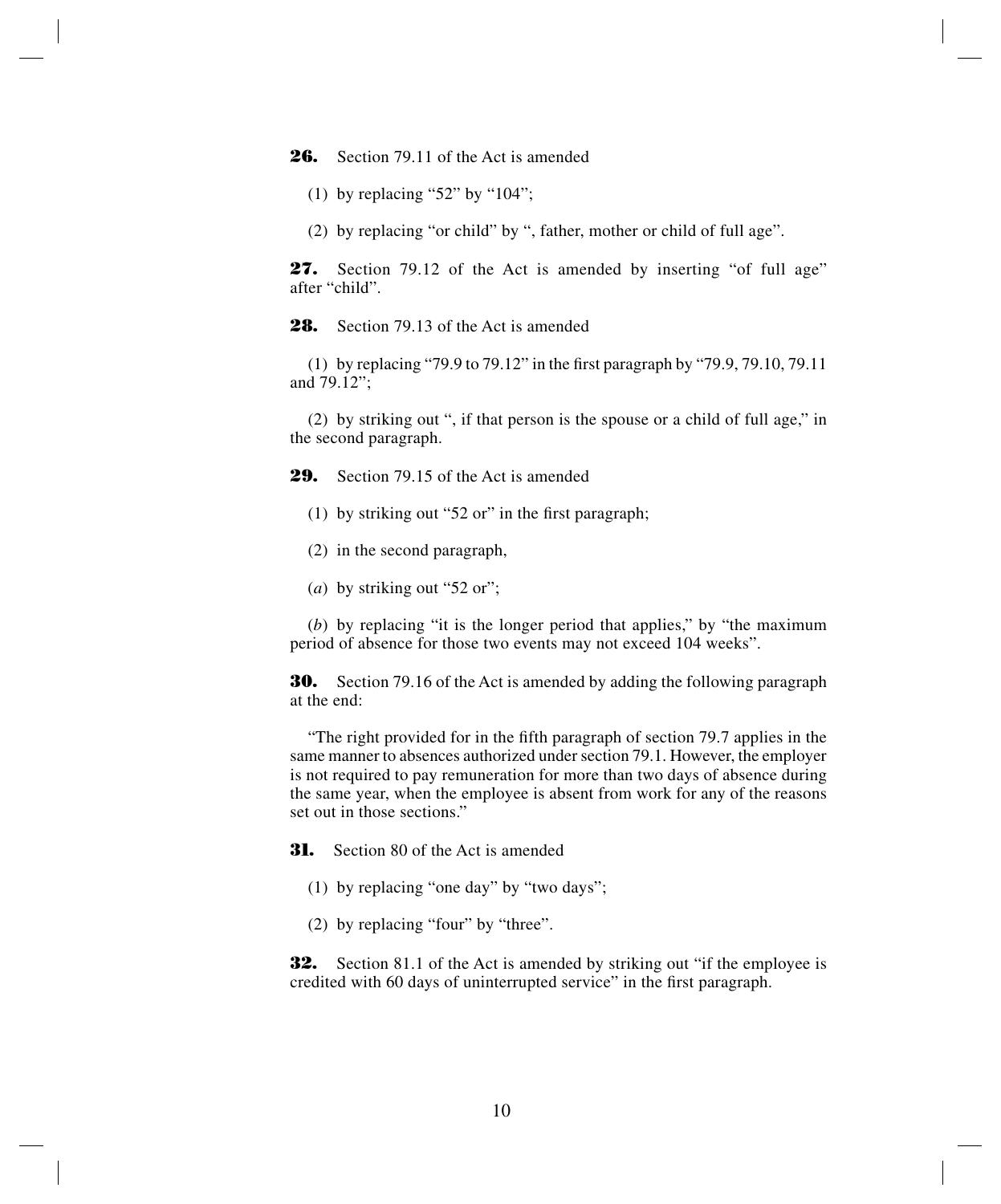**26.** Section 79.11 of the Act is amended

(1) by replacing "52" by "104";

(2) by replacing "or child" by ", father, mother or child of full age".

**27.** Section 79.12 of the Act is amended by inserting "of full age" after "child".

**28.** Section 79.13 of the Act is amended

(1) by replacing "79.9 to 79.12" in the first paragraph by "79.9, 79.10, 79.11 and 79.12";

(2) by striking out ", if that person is the spouse or a child of full age," in the second paragraph.

**29.** Section 79.15 of the Act is amended

(1) by striking out "52 or" in the first paragraph;

(2) in the second paragraph,

(*a*) by striking out "52 or";

(*b*) by replacing "it is the longer period that applies," by "the maximum period of absence for those two events may not exceed 104 weeks".

**30.** Section 79.16 of the Act is amended by adding the following paragraph at the end:

"The right provided for in the fifth paragraph of section 79.7 applies in the same manner to absences authorized under section 79.1. However, the employer is not required to pay remuneration for more than two days of absence during the same year, when the employee is absent from work for any of the reasons set out in those sections."

**31.** Section 80 of the Act is amended

(1) by replacing "one day" by "two days";

(2) by replacing "four" by "three".

**32.** Section 81.1 of the Act is amended by striking out "if the employee is credited with 60 days of uninterrupted service" in the first paragraph.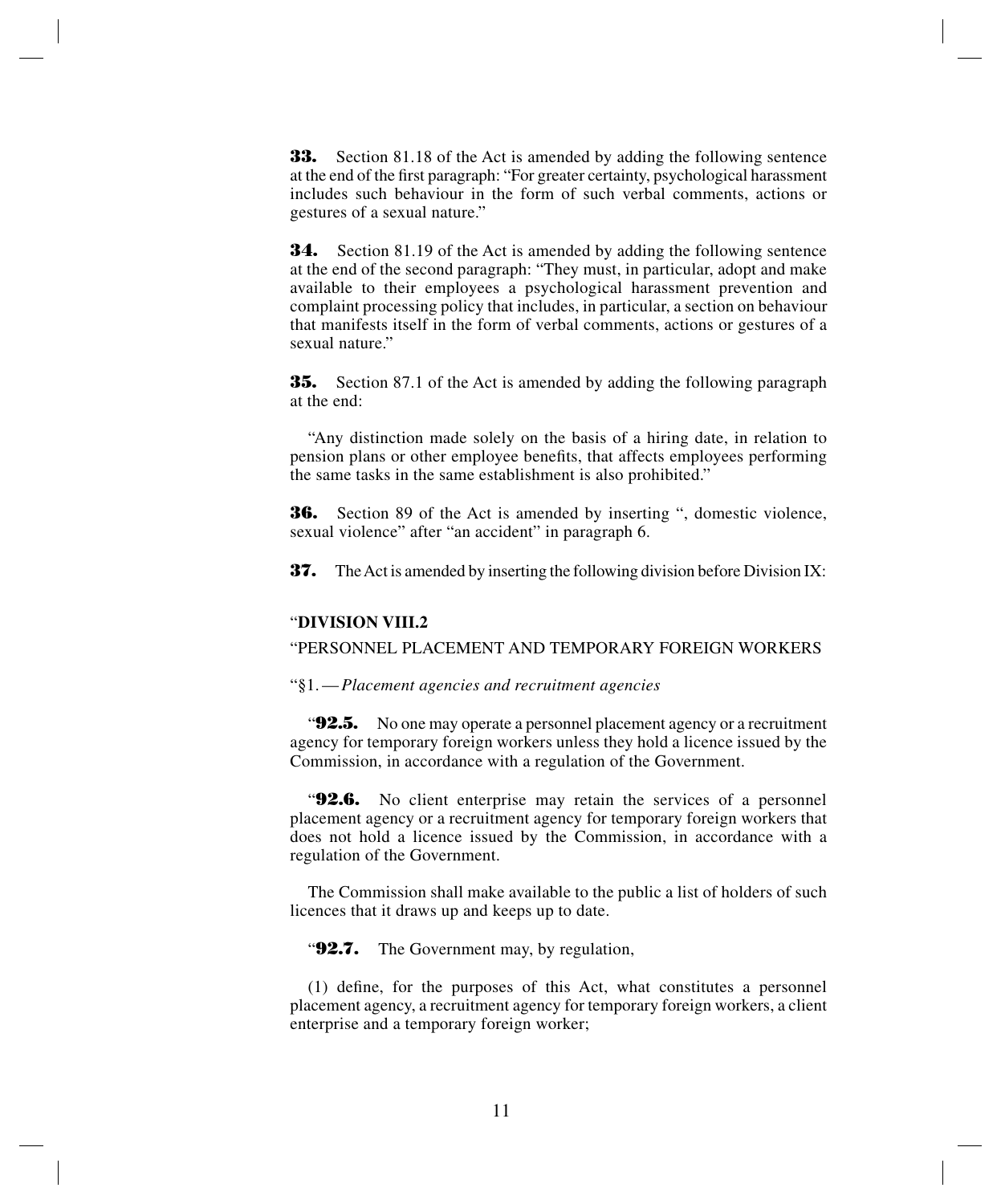**33.** Section 81.18 of the Act is amended by adding the following sentence at the end of the first paragraph: "For greater certainty, psychological harassment includes such behaviour in the form of such verbal comments, actions or gestures of a sexual nature."

**34.** Section 81.19 of the Act is amended by adding the following sentence at the end of the second paragraph: "They must, in particular, adopt and make available to their employees a psychological harassment prevention and complaint processing policy that includes, in particular, a section on behaviour that manifests itself in the form of verbal comments, actions or gestures of a sexual nature."

**35.** Section 87.1 of the Act is amended by adding the following paragraph at the end:

"Any distinction made solely on the basis of a hiring date, in relation to pension plans or other employee benefits, that affects employees performing the same tasks in the same establishment is also prohibited."

**36.** Section 89 of the Act is amended by inserting ", domestic violence, sexual violence" after "an accident" in paragraph 6.

**37.** The Act is amended by inserting the following division before Division IX:

"**DIVISION VIII.2**

"PERSONNEL PLACEMENT AND TEMPORARY FOREIGN WORKERS

"§1. — *Placement agencies and recruitment agencies*

"**92.5.** No one may operate a personnel placement agency or a recruitment agency for temporary foreign workers unless they hold a licence issued by the Commission, in accordance with a regulation of the Government.

"**92.6.** No client enterprise may retain the services of a personnel placement agency or a recruitment agency for temporary foreign workers that does not hold a licence issued by the Commission, in accordance with a regulation of the Government.

The Commission shall make available to the public a list of holders of such licences that it draws up and keeps up to date.

"**92.7.** The Government may, by regulation,

(1) define, for the purposes of this Act, what constitutes a personnel placement agency, a recruitment agency for temporary foreign workers, a client enterprise and a temporary foreign worker;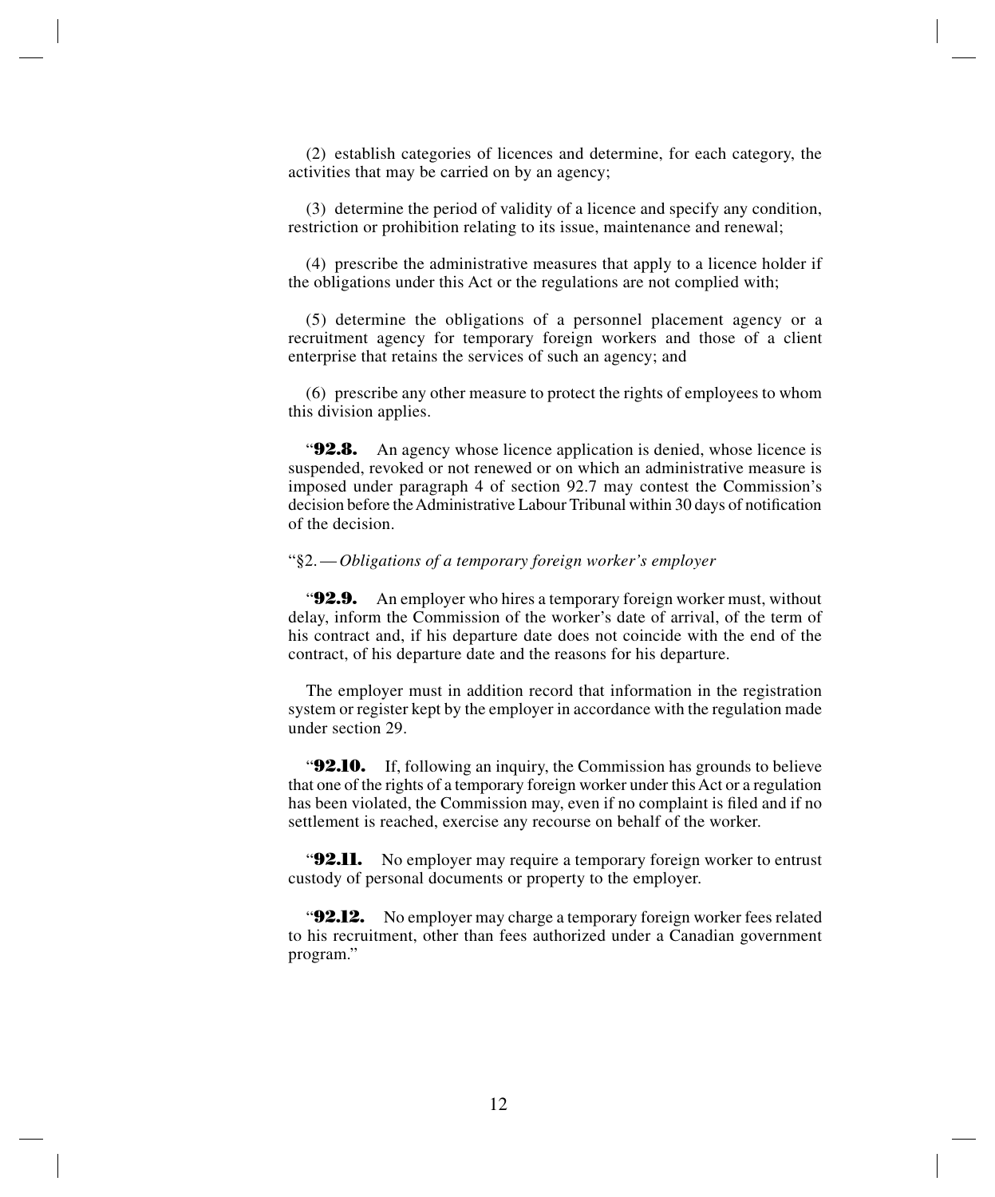(2) establish categories of licences and determine, for each category, the activities that may be carried on by an agency;

(3) determine the period of validity of a licence and specify any condition, restriction or prohibition relating to its issue, maintenance and renewal;

(4) prescribe the administrative measures that apply to a licence holder if the obligations under this Act or the regulations are not complied with;

(5) determine the obligations of a personnel placement agency or a recruitment agency for temporary foreign workers and those of a client enterprise that retains the services of such an agency; and

(6) prescribe any other measure to protect the rights of employees to whom this division applies.

"**92.8.** An agency whose licence application is denied, whose licence is suspended, revoked or not renewed or on which an administrative measure is imposed under paragraph 4 of section 92.7 may contest the Commission's decision before the Administrative Labour Tribunal within 30 days of notification of the decision.

"§2. — *Obligations of a temporary foreign worker's employer*

"**92.9.** An employer who hires a temporary foreign worker must, without delay, inform the Commission of the worker's date of arrival, of the term of his contract and, if his departure date does not coincide with the end of the contract, of his departure date and the reasons for his departure.

The employer must in addition record that information in the registration system or register kept by the employer in accordance with the regulation made under section 29.

"**92.10.** If, following an inquiry, the Commission has grounds to believe that one of the rights of a temporary foreign worker under this Act or a regulation has been violated, the Commission may, even if no complaint is filed and if no settlement is reached, exercise any recourse on behalf of the worker.

"**92.11.** No employer may require a temporary foreign worker to entrust custody of personal documents or property to the employer.

"**92.12.** No employer may charge a temporary foreign worker fees related to his recruitment, other than fees authorized under a Canadian government program."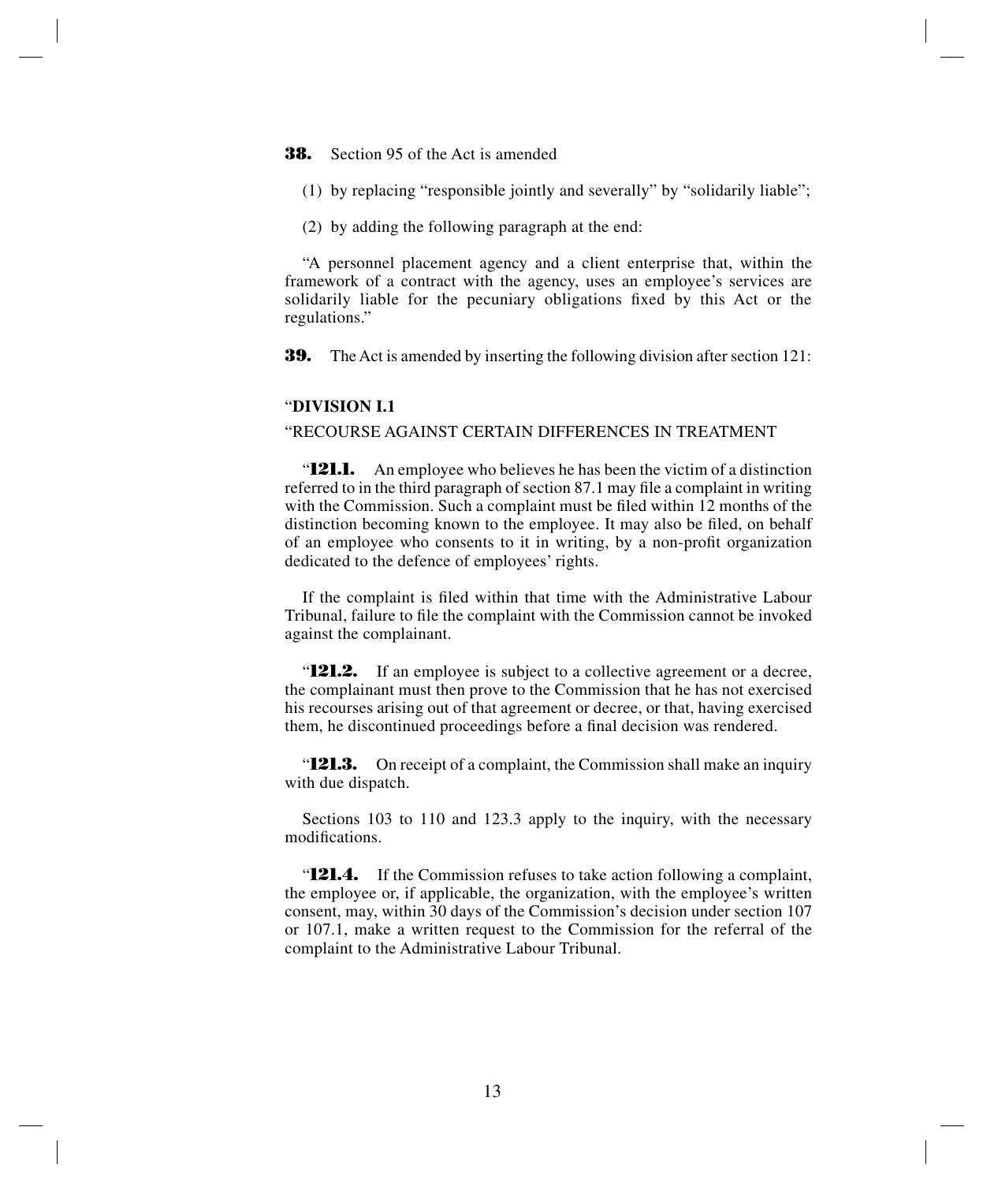**38.** Section 95 of the Act is amended

(1) by replacing "responsible jointly and severally" by "solidarily liable";

(2) by adding the following paragraph at the end:

"A personnel placement agency and a client enterprise that, within the framework of a contract with the agency, uses an employee's services are solidarily liable for the pecuniary obligations fixed by this Act or the regulations."

**39.** The Act is amended by inserting the following division after section 121:

"**DIVISION I.1**

"RECOURSE AGAINST CERTAIN DIFFERENCES IN TREATMENT

"**121.1.** An employee who believes he has been the victim of a distinction referred to in the third paragraph of section 87.1 may file a complaint in writing with the Commission. Such a complaint must be filed within 12 months of the distinction becoming known to the employee. It may also be filed, on behalf of an employee who consents to it in writing, by a non-profit organization dedicated to the defence of employees' rights.

If the complaint is filed within that time with the Administrative Labour Tribunal, failure to file the complaint with the Commission cannot be invoked against the complainant.

"**121.2.** If an employee is subject to a collective agreement or a decree, the complainant must then prove to the Commission that he has not exercised his recourses arising out of that agreement or decree, or that, having exercised them, he discontinued proceedings before a final decision was rendered.

"**121.3.** On receipt of a complaint, the Commission shall make an inquiry with due dispatch.

Sections 103 to 110 and 123.3 apply to the inquiry, with the necessary modifications.

"**121.4.** If the Commission refuses to take action following a complaint, the employee or, if applicable, the organization, with the employee's written consent, may, within 30 days of the Commission's decision under section 107 or 107.1, make a written request to the Commission for the referral of the complaint to the Administrative Labour Tribunal.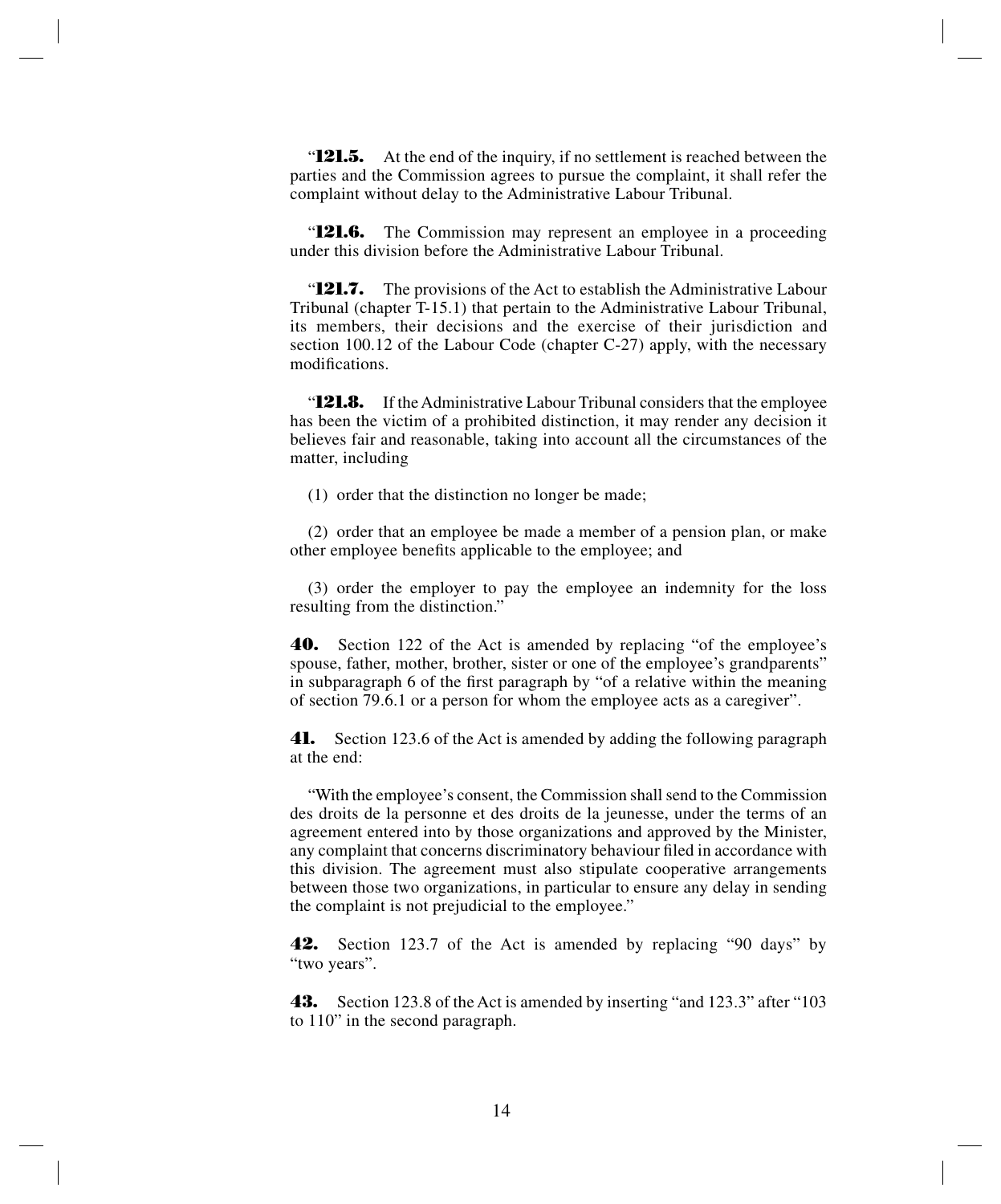"**121.5.** At the end of the inquiry, if no settlement is reached between the parties and the Commission agrees to pursue the complaint, it shall refer the complaint without delay to the Administrative Labour Tribunal.

"**121.6.** The Commission may represent an employee in a proceeding under this division before the Administrative Labour Tribunal.

"**121.7.** The provisions of the Act to establish the Administrative Labour Tribunal (chapter T-15.1) that pertain to the Administrative Labour Tribunal, its members, their decisions and the exercise of their jurisdiction and section 100.12 of the Labour Code (chapter C-27) apply, with the necessary modifications.

"**121.8.** If the Administrative Labour Tribunal considers that the employee has been the victim of a prohibited distinction, it may render any decision it believes fair and reasonable, taking into account all the circumstances of the matter, including

(1) order that the distinction no longer be made;

(2) order that an employee be made a member of a pension plan, or make other employee benefits applicable to the employee; and

(3) order the employer to pay the employee an indemnity for the loss resulting from the distinction."

**40.** Section 122 of the Act is amended by replacing "of the employee's spouse, father, mother, brother, sister or one of the employee's grandparents" in subparagraph 6 of the first paragraph by "of a relative within the meaning of section 79.6.1 or a person for whom the employee acts as a caregiver".

**41.** Section 123.6 of the Act is amended by adding the following paragraph at the end:

"With the employee's consent, the Commission shall send to the Commission des droits de la personne et des droits de la jeunesse, under the terms of an agreement entered into by those organizations and approved by the Minister, any complaint that concerns discriminatory behaviour filed in accordance with this division. The agreement must also stipulate cooperative arrangements between those two organizations, in particular to ensure any delay in sending the complaint is not prejudicial to the employee."

**42.** Section 123.7 of the Act is amended by replacing "90 days" by "two years".

**43.** Section 123.8 of the Act is amended by inserting "and 123.3" after "103 to 110" in the second paragraph.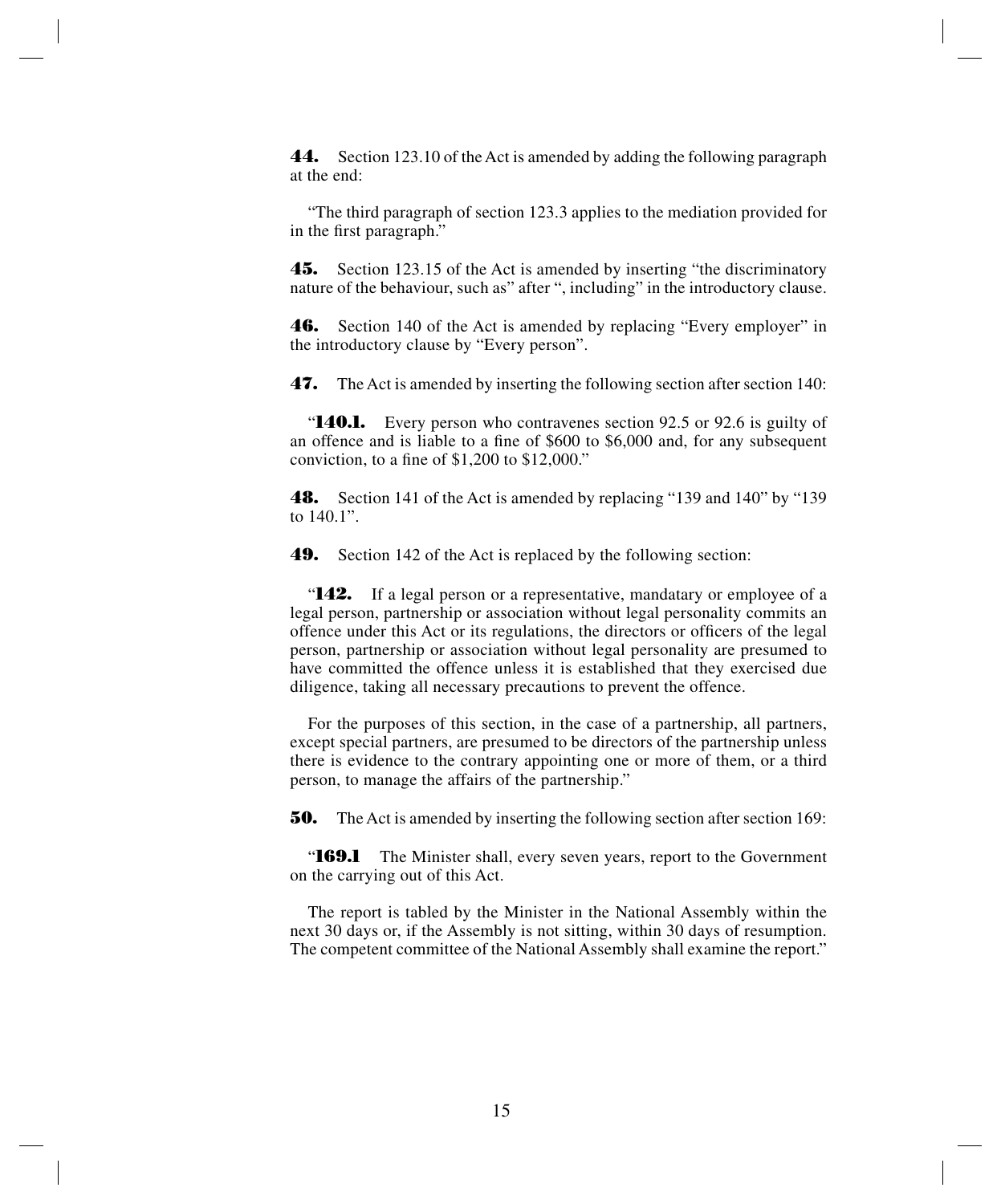**44.** Section 123.10 of the Act is amended by adding the following paragraph at the end:

"The third paragraph of section 123.3 applies to the mediation provided for in the first paragraph."

**45.** Section 123.15 of the Act is amended by inserting "the discriminatory nature of the behaviour, such as" after ", including" in the introductory clause.

**46.** Section 140 of the Act is amended by replacing "Every employer" in the introductory clause by "Every person".

**47.** The Act is amended by inserting the following section after section 140:

"**140.1.** Every person who contravenes section 92.5 or 92.6 is guilty of an offence and is liable to a fine of $600 to $6,000 and, for any subsequent conviction, to a fine of $1,200 to $12,000."

**48.** Section 141 of the Act is amended by replacing "139 and 140" by "139 to 140.1".

**49.** Section 142 of the Act is replaced by the following section:

"**142.** If a legal person or a representative, mandatary or employee of a legal person, partnership or association without legal personality commits an offence under this Act or its regulations, the directors or officers of the legal person, partnership or association without legal personality are presumed to have committed the offence unless it is established that they exercised due diligence, taking all necessary precautions to prevent the offence.

For the purposes of this section, in the case of a partnership, all partners, except special partners, are presumed to be directors of the partnership unless there is evidence to the contrary appointing one or more of them, or a third person, to manage the affairs of the partnership."

**50.** The Act is amended by inserting the following section after section 169:

"**169.1** The Minister shall, every seven years, report to the Government on the carrying out of this Act.

The report is tabled by the Minister in the National Assembly within the next 30 days or, if the Assembly is not sitting, within 30 days of resumption. The competent committee of the National Assembly shall examine the report."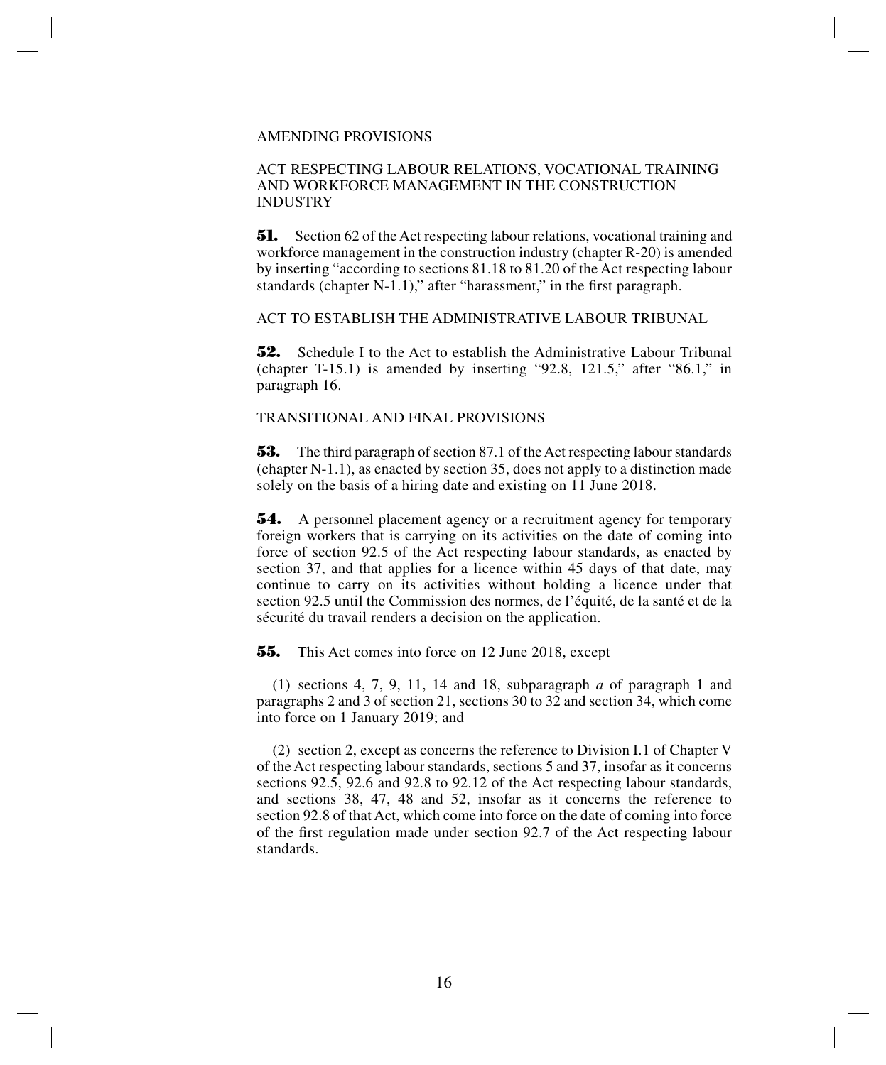AMENDING PROVISIONS

ACT RESPECTING LABOUR RELATIONS, VOCATIONAL TRAINING AND WORKFORCE MANAGEMENT IN THE CONSTRUCTION INDUSTRY

**51.** Section 62 of the Act respecting labour relations, vocational training and workforce management in the construction industry (chapter R-20) is amended by inserting "according to sections 81.18 to 81.20 of the Act respecting labour standards (chapter N-1.1)," after "harassment," in the first paragraph.

ACT TO ESTABLISH THE ADMINISTRATIVE LABOUR TRIBUNAL

**52.** Schedule I to the Act to establish the Administrative Labour Tribunal (chapter T-15.1) is amended by inserting "92.8, 121.5," after "86.1," in paragraph 16.

TRANSITIONAL AND FINAL PROVISIONS

**53.** The third paragraph of section 87.1 of the Act respecting labour standards (chapter N-1.1), as enacted by section 35, does not apply to a distinction made solely on the basis of a hiring date and existing on 11 June 2018.

**54.** A personnel placement agency or a recruitment agency for temporary foreign workers that is carrying on its activities on the date of coming into force of section 92.5 of the Act respecting labour standards, as enacted by section 37, and that applies for a licence within 45 days of that date, may continue to carry on its activities without holding a licence under that section 92.5 until the Commission des normes, de l'équité, de la santé et de la sécurité du travail renders a decision on the application.

**55.** This Act comes into force on 12 June 2018, except

(1) sections 4, 7, 9, 11, 14 and 18, subparagraph *a* of paragraph 1 and paragraphs 2 and 3 of section 21, sections 30 to 32 and section 34, which come into force on 1 January 2019; and

(2) section 2, except as concerns the reference to Division I.1 of Chapter V of the Act respecting labour standards, sections 5 and 37, insofar as it concerns sections 92.5, 92.6 and 92.8 to 92.12 of the Act respecting labour standards, and sections 38, 47, 48 and 52, insofar as it concerns the reference to section 92.8 of that Act, which come into force on the date of coming into force of the first regulation made under section 92.7 of the Act respecting labour standards.